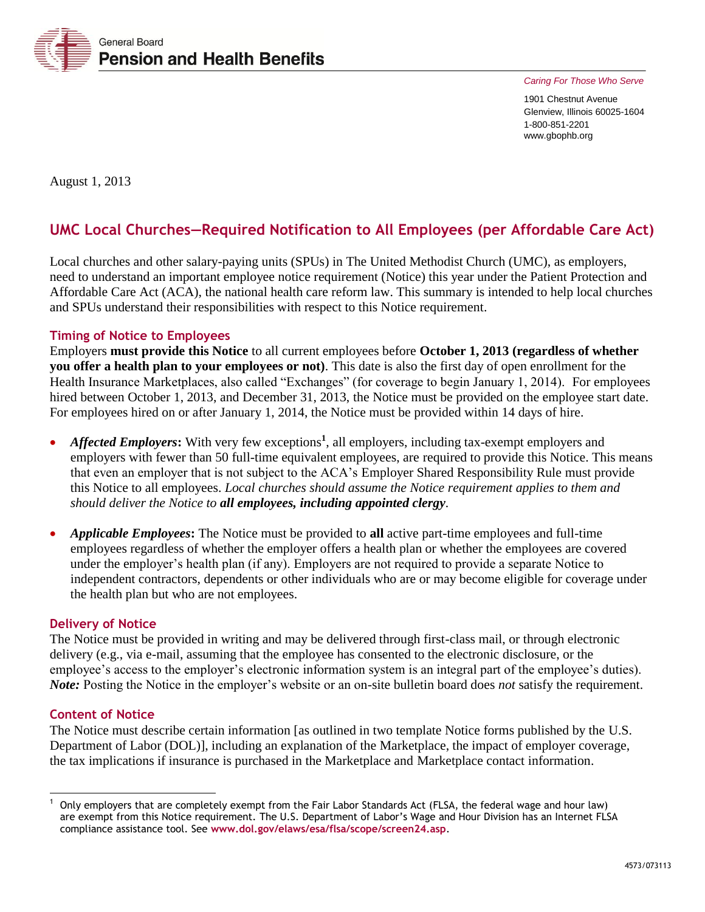General Board
**Pension and Health Benefits**

*Caring For Those Who Serve*

1901 Chestnut Avenue
Glenview, Illinois 60025-1604
1-800-851-2201
www.gbophb.org

August 1, 2013

## UMC Local Churches—Required Notification to All Employees (per Affordable Care Act)

Local churches and other salary-paying units (SPUs) in The United Methodist Church (UMC), as employers, need to understand an important employee notice requirement (Notice) this year under the Patient Protection and Affordable Care Act (ACA), the national health care reform law. This summary is intended to help local churches and SPUs understand their responsibilities with respect to this Notice requirement.

### Timing of Notice to Employees

Employers **must provide this Notice** to all current employees before **October 1, 2013 (regardless of whether you offer a health plan to your employees or not)**. This date is also the first day of open enrollment for the Health Insurance Marketplaces, also called "Exchanges" (for coverage to begin January 1, 2014). For employees hired between October 1, 2013, and December 31, 2013, the Notice must be provided on the employee start date. For employees hired on or after January 1, 2014, the Notice must be provided within 14 days of hire.

- ***Affected Employers*:** With very few exceptions[1], all employers, including tax-exempt employers and employers with fewer than 50 full-time equivalent employees, are required to provide this Notice. This means that even an employer that is not subject to the ACA's Employer Shared Responsibility Rule must provide this Notice to all employees. *Local churches should assume the Notice requirement applies to them and should deliver the Notice to **all employees, including appointed clergy**.*

- ***Applicable Employees*:** The Notice must be provided to **all** active part-time employees and full-time employees regardless of whether the employer offers a health plan or whether the employees are covered under the employer's health plan (if any). Employers are not required to provide a separate Notice to independent contractors, dependents or other individuals who are or may become eligible for coverage under the health plan but who are not employees.

### Delivery of Notice

The Notice must be provided in writing and may be delivered through first-class mail, or through electronic delivery (e.g., via e-mail, assuming that the employee has consented to the electronic disclosure, or the employee's access to the employer's electronic information system is an integral part of the employee's duties). ***Note:*** Posting the Notice in the employer's website or an on-site bulletin board does *not* satisfy the requirement.

### Content of Notice

The Notice must describe certain information [as outlined in two template Notice forms published by the U.S. Department of Labor (DOL)], including an explanation of the Marketplace, the impact of employer coverage, the tax implications if insurance is purchased in the Marketplace and Marketplace contact information.

---

[1] Only employers that are completely exempt from the Fair Labor Standards Act (FLSA, the federal wage and hour law) are exempt from this Notice requirement. The U.S. Department of Labor's Wage and Hour Division has an Internet FLSA compliance assistance tool. See **www.dol.gov/elaws/esa/flsa/scope/screen24.asp**.

4573/073113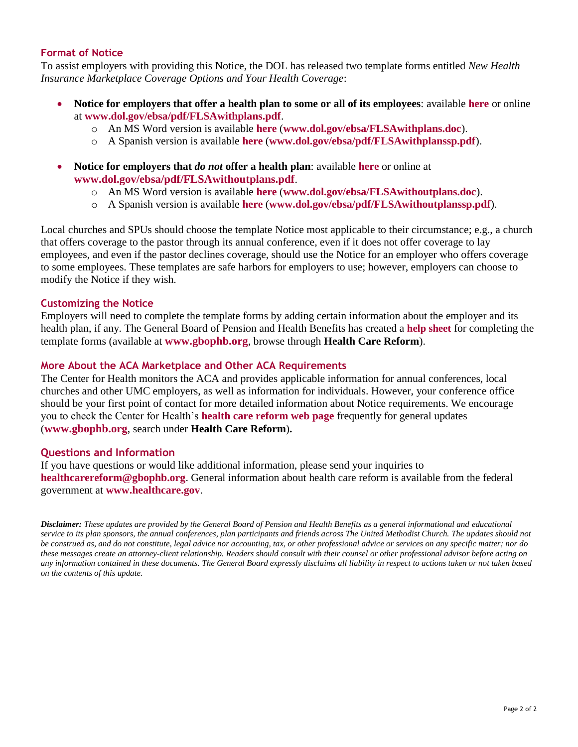### Format of Notice

To assist employers with providing this Notice, the DOL has released two template forms entitled *New Health Insurance Marketplace Coverage Options and Your Health Coverage*:

- **Notice for employers that offer a health plan to some or all of its employees**: available **here** or online at **www.dol.gov/ebsa/pdf/FLSAwithplans.pdf**.
  - An MS Word version is available **here** (**www.dol.gov/ebsa/FLSAwithplans.doc**).
  - A Spanish version is available **here** (**www.dol.gov/ebsa/pdf/FLSAwithplanssp.pdf**).
- **Notice for employers that *do not* offer a health plan**: available **here** or online at **www.dol.gov/ebsa/pdf/FLSAwithoutplans.pdf**.
  - An MS Word version is available **here** (**www.dol.gov/ebsa/FLSAwithoutplans.doc**).
  - A Spanish version is available **here** (**www.dol.gov/ebsa/pdf/FLSAwithoutplanssp.pdf**).

Local churches and SPUs should choose the template Notice most applicable to their circumstance; e.g., a church that offers coverage to the pastor through its annual conference, even if it does not offer coverage to lay employees, and even if the pastor declines coverage, should use the Notice for an employer who offers coverage to some employees. These templates are safe harbors for employers to use; however, employers can choose to modify the Notice if they wish.

### Customizing the Notice

Employers will need to complete the template forms by adding certain information about the employer and its health plan, if any. The General Board of Pension and Health Benefits has created a **help sheet** for completing the template forms (available at **www.gbophb.org**, browse through **Health Care Reform**).

### More About the ACA Marketplace and Other ACA Requirements

The Center for Health monitors the ACA and provides applicable information for annual conferences, local churches and other UMC employers, as well as information for individuals. However, your conference office should be your first point of contact for more detailed information about Notice requirements. We encourage you to check the Center for Health's **health care reform web page** frequently for general updates (**www.gbophb.org**, search under **Health Care Reform**)**.**

### Questions and Information

If you have questions or would like additional information, please send your inquiries to **healthcarereform@gbophb.org**. General information about health care reform is available from the federal government at **www.healthcare.gov**.

***Disclaimer:*** *These updates are provided by the General Board of Pension and Health Benefits as a general informational and educational service to its plan sponsors, the annual conferences, plan participants and friends across The United Methodist Church. The updates should not be construed as, and do not constitute, legal advice nor accounting, tax, or other professional advice or services on any specific matter; nor do these messages create an attorney-client relationship. Readers should consult with their counsel or other professional advisor before acting on any information contained in these documents. The General Board expressly disclaims all liability in respect to actions taken or not taken based on the contents of this update.*